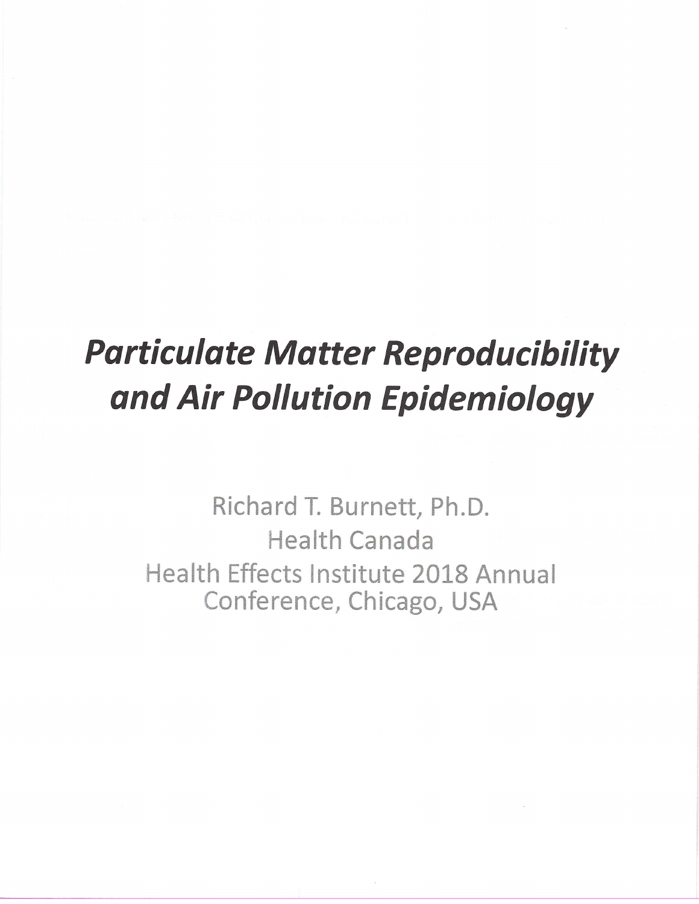# ***Particulate Matter Reproducibility and Air Pollution Epidemiology***

Richard T. Burnett, Ph.D.

Health Canada

Health Effects Institute 2018 Annual Conference, Chicago, USA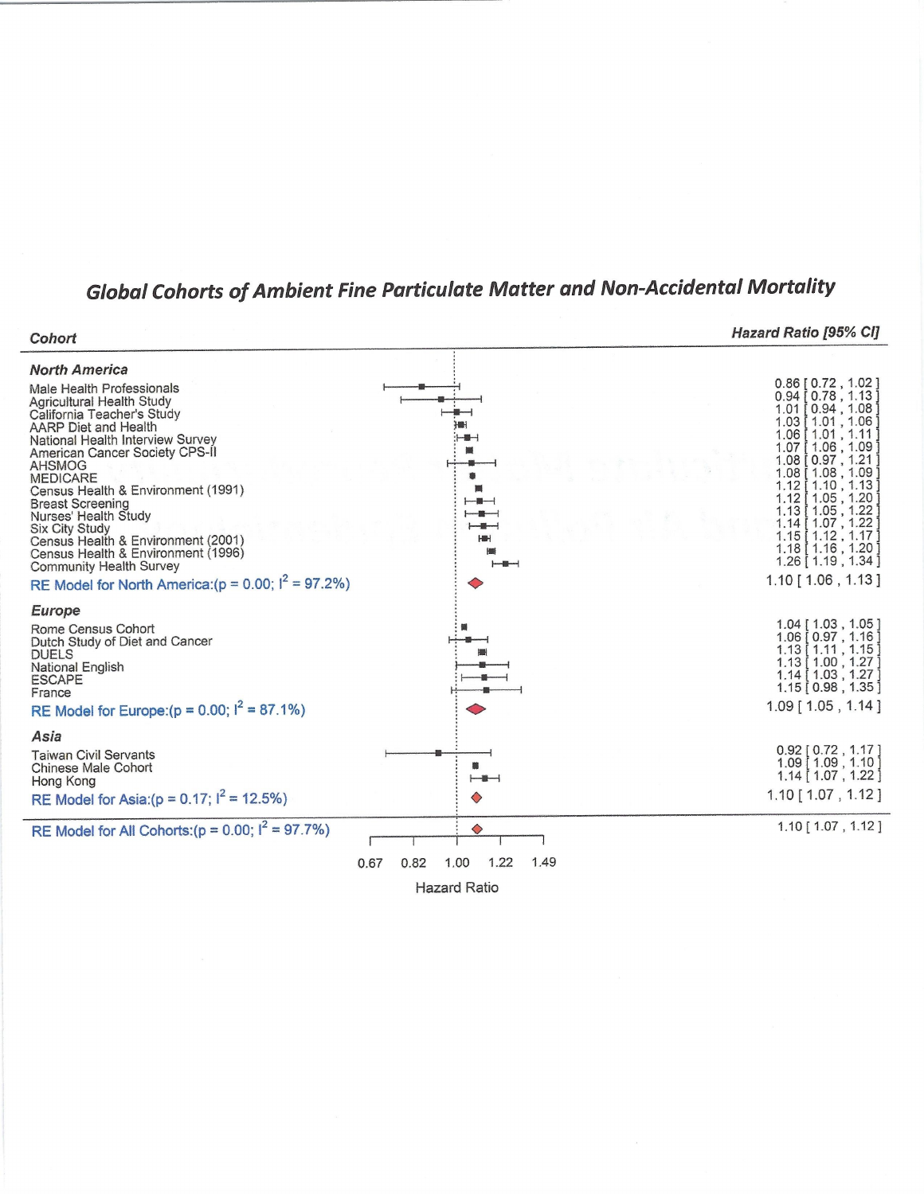## Global Cohorts of Ambient Fine Particulate Matter and Non-Accidental Mortality

| Cohort | Hazard Ratio [95% CI] |
|---|---|
| ***North America*** | |
| Male Health Professionals | 0.86 [ 0.72 , 1.02 ] |
| Agricultural Health Study | 0.94 [ 0.78 , 1.13 ] |
| California Teacher's Study | 1.01 [ 0.94 , 1.08 ] |
| AARP Diet and Health | 1.03 [ 1.01 , 1.06 ] |
| National Health Interview Survey | 1.06 [ 1.01 , 1.11 ] |
| American Cancer Society CPS-II | 1.07 [ 1.06 , 1.09 ] |
| AHSMOG | 1.08 [ 0.97 , 1.21 ] |
| MEDICARE | 1.08 [ 1.08 , 1.09 ] |
| Census Health & Environment (1991) | 1.12 [ 1.10 , 1.13 ] |
| Breast Screening | 1.12 [ 1.05 , 1.20 ] |
| Nurses' Health Study | 1.13 [ 1.05 , 1.22 ] |
| Six City Study | 1.14 [ 1.07 , 1.22 ] |
| Census Health & Environment (2001) | 1.15 [ 1.12 , 1.17 ] |
| Census Health & Environment (1996) | 1.18 [ 1.16 , 1.20 ] |
| Community Health Survey | 1.26 [ 1.19 , 1.34 ] |
| RE Model for North America:(p = 0.00; $I^2$ = 97.2%) | 1.10 [ 1.06 , 1.13 ] |
| ***Europe*** | |
| Rome Census Cohort | 1.04 [ 1.03 , 1.05 ] |
| Dutch Study of Diet and Cancer | 1.06 [ 0.97 , 1.16 ] |
| DUELS | 1.13 [ 1.11 , 1.15 ] |
| National English | 1.13 [ 1.00 , 1.27 ] |
| ESCAPE | 1.14 [ 1.03 , 1.27 ] |
| France | 1.15 [ 0.98 , 1.35 ] |
| RE Model for Europe:(p = 0.00; $I^2$ = 87.1%) | 1.09 [ 1.05 , 1.14 ] |
| ***Asia*** | |
| Taiwan Civil Servants | 0.92 [ 0.72 , 1.17 ] |
| Chinese Male Cohort | 1.09 [ 1.09 , 1.10 ] |
| Hong Kong | 1.14 [ 1.07 , 1.22 ] |
| RE Model for Asia:(p = 0.17; $I^2$ = 12.5%) | 1.10 [ 1.07 , 1.12 ] |
| RE Model for All Cohorts:(p = 0.00; $I^2$ = 97.7%) | 1.10 [ 1.07 , 1.12 ] |

Hazard Ratio axis: 0.67, 0.82, 1.00, 1.22, 1.49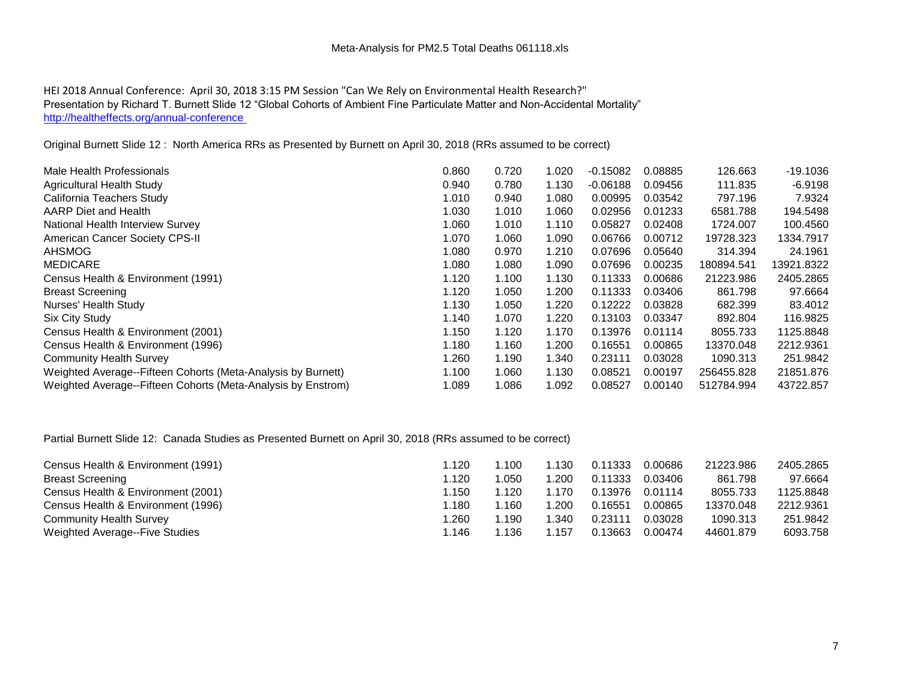Meta-Analysis for PM2.5 Total Deaths 061118.xls

HEI 2018 Annual Conference: April 30, 2018 3:15 PM Session "Can We Rely on Environmental Health Research?"
Presentation by Richard T. Burnett Slide 12 "Global Cohorts of Ambient Fine Particulate Matter and Non-Accidental Mortality"
http://healtheffects.org/annual-conference

Original Burnett Slide 12 : North America RRs as Presented by Burnett on April 30, 2018 (RRs assumed to be correct)

| | | | | | | | |
|---|---|---|---|---|---|---|---|
| Male Health Professionals | 0.860 | 0.720 | 1.020 | -0.15082 | 0.08885 | 126.663 | -19.1036 |
| Agricultural Health Study | 0.940 | 0.780 | 1.130 | -0.06188 | 0.09456 | 111.835 | -6.9198 |
| California Teachers Study | 1.010 | 0.940 | 1.080 | 0.00995 | 0.03542 | 797.196 | 7.9324 |
| AARP Diet and Health | 1.030 | 1.010 | 1.060 | 0.02956 | 0.01233 | 6581.788 | 194.5498 |
| National Health Interview Survey | 1.060 | 1.010 | 1.110 | 0.05827 | 0.02408 | 1724.007 | 100.4560 |
| American Cancer Society CPS-II | 1.070 | 1.060 | 1.090 | 0.06766 | 0.00712 | 19728.323 | 1334.7917 |
| AHSMOG | 1.080 | 0.970 | 1.210 | 0.07696 | 0.05640 | 314.394 | 24.1961 |
| MEDICARE | 1.080 | 1.080 | 1.090 | 0.07696 | 0.00235 | 180894.541 | 13921.8322 |
| Census Health & Environment (1991) | 1.120 | 1.100 | 1.130 | 0.11333 | 0.00686 | 21223.986 | 2405.2865 |
| Breast Screening | 1.120 | 1.050 | 1.200 | 0.11333 | 0.03406 | 861.798 | 97.6664 |
| Nurses' Health Study | 1.130 | 1.050 | 1.220 | 0.12222 | 0.03828 | 682.399 | 83.4012 |
| Six City Study | 1.140 | 1.070 | 1.220 | 0.13103 | 0.03347 | 892.804 | 116.9825 |
| Census Health & Environment (2001) | 1.150 | 1.120 | 1.170 | 0.13976 | 0.01114 | 8055.733 | 1125.8848 |
| Census Health & Environment (1996) | 1.180 | 1.160 | 1.200 | 0.16551 | 0.00865 | 13370.048 | 2212.9361 |
| Community Health Survey | 1.260 | 1.190 | 1.340 | 0.23111 | 0.03028 | 1090.313 | 251.9842 |
| Weighted Average--Fifteen Cohorts (Meta-Analysis by Burnett) | 1.100 | 1.060 | 1.130 | 0.08521 | 0.00197 | 256455.828 | 21851.876 |
| Weighted Average--Fifteen Cohorts (Meta-Analysis by Enstrom) | 1.089 | 1.086 | 1.092 | 0.08527 | 0.00140 | 512784.994 | 43722.857 |

Partial Burnett Slide 12: Canada Studies as Presented Burnett on April 30, 2018 (RRs assumed to be correct)

| | | | | | | | |
|---|---|---|---|---|---|---|---|
| Census Health & Environment (1991) | 1.120 | 1.100 | 1.130 | 0.11333 | 0.00686 | 21223.986 | 2405.2865 |
| Breast Screening | 1.120 | 1.050 | 1.200 | 0.11333 | 0.03406 | 861.798 | 97.6664 |
| Census Health & Environment (2001) | 1.150 | 1.120 | 1.170 | 0.13976 | 0.01114 | 8055.733 | 1125.8848 |
| Census Health & Environment (1996) | 1.180 | 1.160 | 1.200 | 0.16551 | 0.00865 | 13370.048 | 2212.9361 |
| Community Health Survey | 1.260 | 1.190 | 1.340 | 0.23111 | 0.03028 | 1090.313 | 251.9842 |
| Weighted Average--Five Studies | 1.146 | 1.136 | 1.157 | 0.13663 | 0.00474 | 44601.879 | 6093.758 |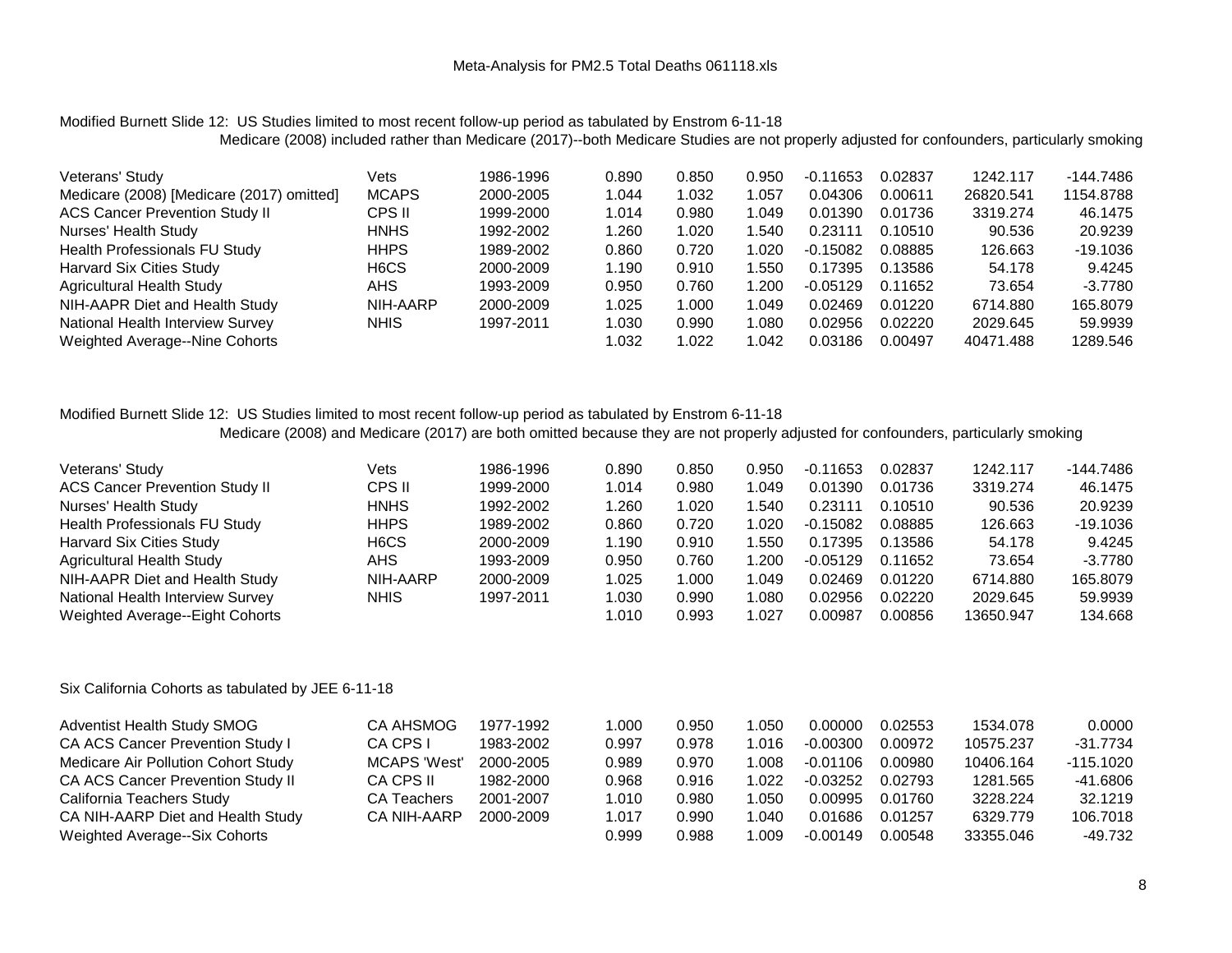Meta-Analysis for PM2.5 Total Deaths 061118.xls

Modified Burnett Slide 12: US Studies limited to most recent follow-up period as tabulated by Enstrom 6-11-18

Medicare (2008) included rather than Medicare (2017)--both Medicare Studies are not properly adjusted for confounders, particularly smoking

| | | | | | | | | | |
|---|---|---|---|---|---|---|---|---|---|
| Veterans' Study | Vets | 1986-1996 | 0.890 | 0.850 | 0.950 | -0.11653 | 0.02837 | 1242.117 | -144.7486 |
| Medicare (2008) [Medicare (2017) omitted] | MCAPS | 2000-2005 | 1.044 | 1.032 | 1.057 | 0.04306 | 0.00611 | 26820.541 | 1154.8788 |
| ACS Cancer Prevention Study II | CPS II | 1999-2000 | 1.014 | 0.980 | 1.049 | 0.01390 | 0.01736 | 3319.274 | 46.1475 |
| Nurses' Health Study | HNHS | 1992-2002 | 1.260 | 1.020 | 1.540 | 0.23111 | 0.10510 | 90.536 | 20.9239 |
| Health Professionals FU Study | HHPS | 1989-2002 | 0.860 | 0.720 | 1.020 | -0.15082 | 0.08885 | 126.663 | -19.1036 |
| Harvard Six Cities Study | H6CS | 2000-2009 | 1.190 | 0.910 | 1.550 | 0.17395 | 0.13586 | 54.178 | 9.4245 |
| Agricultural Health Study | AHS | 1993-2009 | 0.950 | 0.760 | 1.200 | -0.05129 | 0.11652 | 73.654 | -3.7780 |
| NIH-AAPR Diet and Health Study | NIH-AARP | 2000-2009 | 1.025 | 1.000 | 1.049 | 0.02469 | 0.01220 | 6714.880 | 165.8079 |
| National Health Interview Survey | NHIS | 1997-2011 | 1.030 | 0.990 | 1.080 | 0.02956 | 0.02220 | 2029.645 | 59.9939 |
| Weighted Average--Nine Cohorts | | | 1.032 | 1.022 | 1.042 | 0.03186 | 0.00497 | 40471.488 | 1289.546 |

Modified Burnett Slide 12: US Studies limited to most recent follow-up period as tabulated by Enstrom 6-11-18

Medicare (2008) and Medicare (2017) are both omitted because they are not properly adjusted for confounders, particularly smoking

| | | | | | | | | | |
|---|---|---|---|---|---|---|---|---|---|
| Veterans' Study | Vets | 1986-1996 | 0.890 | 0.850 | 0.950 | -0.11653 | 0.02837 | 1242.117 | -144.7486 |
| ACS Cancer Prevention Study II | CPS II | 1999-2000 | 1.014 | 0.980 | 1.049 | 0.01390 | 0.01736 | 3319.274 | 46.1475 |
| Nurses' Health Study | HNHS | 1992-2002 | 1.260 | 1.020 | 1.540 | 0.23111 | 0.10510 | 90.536 | 20.9239 |
| Health Professionals FU Study | HHPS | 1989-2002 | 0.860 | 0.720 | 1.020 | -0.15082 | 0.08885 | 126.663 | -19.1036 |
| Harvard Six Cities Study | H6CS | 2000-2009 | 1.190 | 0.910 | 1.550 | 0.17395 | 0.13586 | 54.178 | 9.4245 |
| Agricultural Health Study | AHS | 1993-2009 | 0.950 | 0.760 | 1.200 | -0.05129 | 0.11652 | 73.654 | -3.7780 |
| NIH-AAPR Diet and Health Study | NIH-AARP | 2000-2009 | 1.025 | 1.000 | 1.049 | 0.02469 | 0.01220 | 6714.880 | 165.8079 |
| National Health Interview Survey | NHIS | 1997-2011 | 1.030 | 0.990 | 1.080 | 0.02956 | 0.02220 | 2029.645 | 59.9939 |
| Weighted Average--Eight Cohorts | | | 1.010 | 0.993 | 1.027 | 0.00987 | 0.00856 | 13650.947 | 134.668 |

Six California Cohorts as tabulated by JEE 6-11-18

| | | | | | | | | | |
|---|---|---|---|---|---|---|---|---|---|
| Adventist Health Study SMOG | CA AHSMOG | 1977-1992 | 1.000 | 0.950 | 1.050 | 0.00000 | 0.02553 | 1534.078 | 0.0000 |
| CA ACS Cancer Prevention Study I | CA CPS I | 1983-2002 | 0.997 | 0.978 | 1.016 | -0.00300 | 0.00972 | 10575.237 | -31.7734 |
| Medicare Air Pollution Cohort Study | MCAPS 'West' | 2000-2005 | 0.989 | 0.970 | 1.008 | -0.01106 | 0.00980 | 10406.164 | -115.1020 |
| CA ACS Cancer Prevention Study II | CA CPS II | 1982-2000 | 0.968 | 0.916 | 1.022 | -0.03252 | 0.02793 | 1281.565 | -41.6806 |
| California Teachers Study | CA Teachers | 2001-2007 | 1.010 | 0.980 | 1.050 | 0.00995 | 0.01760 | 3228.224 | 32.1219 |
| CA NIH-AARP Diet and Health Study | CA NIH-AARP | 2000-2009 | 1.017 | 0.990 | 1.040 | 0.01686 | 0.01257 | 6329.779 | 106.7018 |
| Weighted Average--Six Cohorts | | | 0.999 | 0.988 | 1.009 | -0.00149 | 0.00548 | 33355.046 | -49.732 |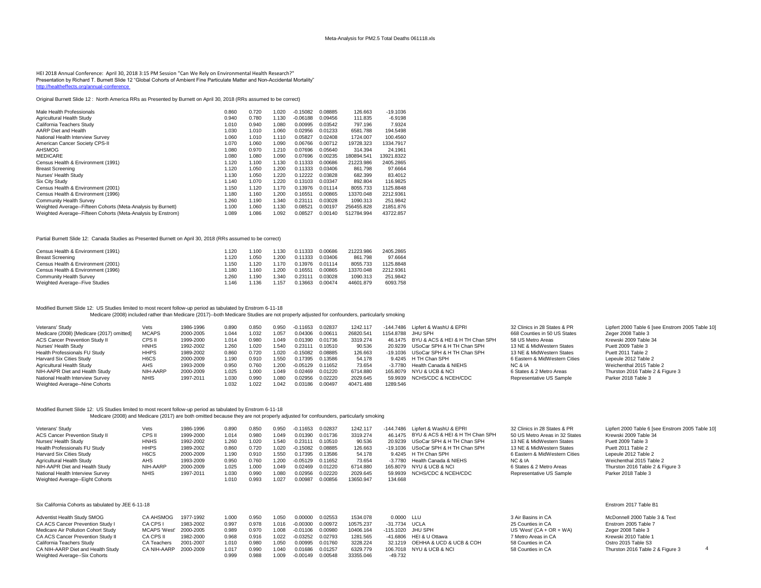Meta-Analysis for PM2.5 Total Deaths 061118.xls

HEI 2018 Annual Conference: April 30, 2018 3:15 PM Session "Can We Rely on Environmental Health Research?"
Presentation by Richard T. Burnett Slide 12 "Global Cohorts of Ambient Fine Particulate Matter and Non-Accidental Mortality"
http://healtheffects.org/annual-conference

Original Burnett Slide 12 : North America RRs as Presented by Burnett on April 30, 2018 (RRs assumed to be correct)

| | | | | | | | |
|---|---|---|---|---|---|---|---|
| Male Health Professionals | 0.860 | 0.720 | 1.020 | -0.15082 | 0.08885 | 126.663 | -19.1036 |
| Agricultural Health Study | 0.940 | 0.780 | 1.130 | -0.06188 | 0.09456 | 111.835 | -6.9198 |
| California Teachers Study | 1.010 | 0.940 | 1.080 | 0.00995 | 0.03542 | 797.196 | 7.9324 |
| AARP Diet and Health | 1.030 | 1.010 | 1.060 | 0.02956 | 0.01233 | 6581.788 | 194.5498 |
| National Health Interview Survey | 1.060 | 1.010 | 1.110 | 0.05827 | 0.02408 | 1724.007 | 100.4560 |
| American Cancer Society CPS-II | 1.070 | 1.060 | 1.090 | 0.06766 | 0.00712 | 19728.323 | 1334.7917 |
| AHSMOG | 1.080 | 0.970 | 1.210 | 0.07696 | 0.05640 | 314.394 | 24.1961 |
| MEDICARE | 1.080 | 1.080 | 1.090 | 0.07696 | 0.00235 | 180894.541 | 13921.8322 |
| Census Health & Environment (1991) | 1.120 | 1.100 | 1.130 | 0.11333 | 0.00686 | 21223.986 | 2405.2865 |
| Breast Screening | 1.120 | 1.050 | 1.200 | 0.11333 | 0.03406 | 861.798 | 97.6664 |
| Nurses' Health Study | 1.130 | 1.050 | 1.220 | 0.12222 | 0.03828 | 682.399 | 83.4012 |
| Six City Study | 1.140 | 1.070 | 1.220 | 0.13103 | 0.03347 | 892.804 | 116.9825 |
| Census Health & Environment (2001) | 1.150 | 1.120 | 1.170 | 0.13976 | 0.01114 | 8055.733 | 1125.8848 |
| Census Health & Environment (1996) | 1.180 | 1.160 | 1.200 | 0.16551 | 0.00865 | 13370.048 | 2212.9361 |
| Community Health Survey | 1.260 | 1.190 | 1.340 | 0.23111 | 0.03028 | 1090.313 | 251.9842 |
| Weighted Average--Fifteen Cohorts (Meta-Analysis by Burnett) | 1.100 | 1.060 | 1.130 | 0.08521 | 0.00197 | 256455.828 | 21851.876 |
| Weighted Average--Fifteen Cohorts (Meta-Analysis by Enstrom) | 1.089 | 1.086 | 1.092 | 0.08527 | 0.00140 | 512784.994 | 43722.857 |

Partial Burnett Slide 12: Canada Studies as Presented Burnett on April 30, 2018 (RRs assumed to be correct)

| | | | | | | | |
|---|---|---|---|---|---|---|---|
| Census Health & Environment (1991) | 1.120 | 1.100 | 1.130 | 0.11333 | 0.00686 | 21223.986 | 2405.2865 |
| Breast Screening | 1.120 | 1.050 | 1.200 | 0.11333 | 0.03406 | 861.798 | 97.6664 |
| Census Health & Environment (2001) | 1.150 | 1.120 | 1.170 | 0.13976 | 0.01114 | 8055.733 | 1125.8848 |
| Census Health & Environment (1996) | 1.180 | 1.160 | 1.200 | 0.16551 | 0.00865 | 13370.048 | 2212.9361 |
| Community Health Survey | 1.260 | 1.190 | 1.340 | 0.23111 | 0.03028 | 1090.313 | 251.9842 |
| Weighted Average--Five Studies | 1.146 | 1.136 | 1.157 | 0.13663 | 0.00474 | 44601.879 | 6093.758 |

Modified Burnett Slide 12: US Studies limited to most recent follow-up period as tabulated by Enstrom 6-11-18
Medicare (2008) included rather than Medicare (2017)--both Medicare Studies are not properly adjusted for confounders, particularly smoking

| | | | | | | | | | | | | |
|---|---|---|---|---|---|---|---|---|---|---|---|---|
| Veterans' Study | Vets | 1986-1996 | 0.890 | 0.850 | 0.950 | -0.11653 | 0.02837 | 1242.117 | -144.7486 | Lipfert & WashU & EPRI | 32 Clinics in 28 States & PR | Lipfert 2000 Table 6 [see Enstrom 2005 Table 10] |
| Medicare (2008) [Medicare (2017) omitted] | MCAPS | 2000-2005 | 1.044 | 1.032 | 1.057 | 0.04306 | 0.00611 | 26820.541 | 1154.8788 | JHU SPH | 668 Counties in 50 US States | Zeger 2008 Table 3 |
| ACS Cancer Prevention Study II | CPS II | 1999-2000 | 1.014 | 0.980 | 1.049 | 0.01390 | 0.01736 | 3319.274 | 46.1475 | BYU & ACS & HEI & H TH Chan SPH | 58 US Metro Areas | Krewski 2009 Table 34 |
| Nurses' Health Study | HNHS | 1992-2002 | 1.260 | 1.020 | 1.540 | 0.23111 | 0.10510 | 90.536 | 20.9239 | USoCar SPH & H TH Chan SPH | 13 NE & MidWestern States | Puett 2009 Table 3 |
| Health Professionals FU Study | HHPS | 1989-2002 | 0.860 | 0.720 | 1.020 | -0.15082 | 0.08885 | 126.663 | -19.1036 | USoCar SPH & H TH Chan SPH | 13 NE & MidWestern States | Puett 2011 Table 2 |
| Harvard Six Cities Study | H6CS | 2000-2009 | 1.190 | 0.910 | 1.550 | 0.17395 | 0.13586 | 54.178 | 9.4245 | H TH Chan SPH | 6 Eastern & MidWestern Cities | Lepeule 2012 Table 2 |
| Agricultural Health Study | AHS | 1993-2009 | 0.950 | 0.760 | 1.200 | -0.05129 | 0.11652 | 73.654 | -3.7780 | Health Canada & NIEHS | NC & IA | Weichenthal 2015 Table 2 |
| NIH-AAPR Diet and Health Study | NIH-AARP | 2000-2009 | 1.025 | 1.000 | 1.049 | 0.02469 | 0.01220 | 6714.880 | 165.8079 | NYU & UCB & NCI | 6 States & 2 Metro Areas | Thurston 2016 Table 2 & Figure 3 |
| National Health Interview Survey | NHIS | 1997-2011 | 1.030 | 0.990 | 1.080 | 0.02956 | 0.02220 | 2029.645 | 59.9939 | NCHS/CDC & NCEH/CDC | Representative US Sample | Parker 2018 Table 3 |
| Weighted Average--Nine Cohorts | | | 1.032 | 1.022 | 1.042 | 0.03186 | 0.00497 | 40471.488 | 1289.546 | | | |

Modified Burnett Slide 12: US Studies limited to most recent follow-up period as tabulated by Enstrom 6-11-18
Medicare (2008) and Medicare (2017) are both omitted because they are not properly adjusted for confounders, particularly smoking

| | | | | | | | | | | | | |
|---|---|---|---|---|---|---|---|---|---|---|---|---|
| Veterans' Study | Vets | 1986-1996 | 0.890 | 0.850 | 0.950 | -0.11653 | 0.02837 | 1242.117 | -144.7486 | Lipfert & WashU & EPRI | 32 Clinics in 28 States & PR | Lipfert 2000 Table 6 [see Enstrom 2005 Table 10] |
| ACS Cancer Prevention Study II | CPS II | 1999-2000 | 1.014 | 0.980 | 1.049 | 0.01390 | 0.01736 | 3319.274 | 46.1475 | BYU & ACS & HEI & H TH Chan SPH | 50 US Metro Areas in 32 States | Krewski 2009 Table 34 |
| Nurses' Health Study | HNHS | 1992-2002 | 1.260 | 1.020 | 1.540 | 0.23111 | 0.10510 | 90.536 | 20.9239 | USoCar SPH & H TH Chan SPH | 13 NE & MidWestern States | Puett 2009 Table 3 |
| Health Professionals FU Study | HHPS | 1989-2002 | 0.860 | 0.720 | 1.020 | -0.15082 | 0.08885 | 126.663 | -19.1036 | USoCar SPH & H TH Chan SPH | 13 NE & MidWestern States | Puett 2011 Table 2 |
| Harvard Six Cities Study | H6CS | 2000-2009 | 1.190 | 0.910 | 1.550 | 0.17395 | 0.13586 | 54.178 | 9.4245 | H TH Chan SPH | 6 Eastern & MidWestern Cities | Lepeule 2012 Table 2 |
| Agricultural Health Study | AHS | 1993-2009 | 0.950 | 0.760 | 1.200 | -0.05129 | 0.11652 | 73.654 | -3.7780 | Health Canada & NIEHS | NC & IA | Weichenthal 2015 Table 2 |
| NIH-AAPR Diet and Health Study | NIH-AARP | 2000-2009 | 1.025 | 1.000 | 1.049 | 0.02469 | 0.01220 | 6714.880 | 165.8079 | NYU & UCB & NCI | 6 States & 2 Metro Areas | Thurston 2016 Table 2 & Figure 3 |
| National Health Interview Survey | NHIS | 1997-2011 | 1.030 | 0.990 | 1.080 | 0.02956 | 0.02220 | 2029.645 | 59.9939 | NCHS/CDC & NCEH/CDC | Representative US Sample | Parker 2018 Table 3 |
| Weighted Average--Eight Cohorts | | | 1.010 | 0.993 | 1.027 | 0.00987 | 0.00856 | 13650.947 | 134.668 | | | |

Six California Cohorts as tabulated by JEE 6-11-18 — Enstrom 2017 Table B1

| | | | | | | | | | | | | |
|---|---|---|---|---|---|---|---|---|---|---|---|---|
| Adventist Health Study SMOG | CA AHSMOG | 1977-1992 | 1.000 | 0.950 | 1.050 | 0.00000 | 0.02553 | 1534.078 | 0.0000 | LLU | 3 Air Basins in CA | McDonnell 2000 Table 3 & Text |
| CA ACS Cancer Prevention Study I | CA CPS I | 1983-2002 | 0.997 | 0.978 | 1.016 | -0.00300 | 0.00972 | 10575.237 | -31.7734 | UCLA | 25 Counties in CA | Enstrom 2005 Table 7 |
| Medicare Air Pollution Cohort Study | MCAPS 'West' | 2000-2005 | 0.989 | 0.970 | 1.008 | -0.01106 | 0.00980 | 10406.164 | -115.1020 | JHU SPH | US 'West' (CA + OR + WA) | Zeger 2008 Table 3 |
| CA ACS Cancer Prevention Study II | CA CPS II | 1982-2000 | 0.968 | 0.916 | 1.022 | -0.03252 | 0.02793 | 1281.565 | -41.6806 | HEI & U Ottawa | 7 Metro Areas in CA | Krewski 2010 Table 1 |
| California Teachers Study | CA Teachers | 2001-2007 | 1.010 | 0.980 | 1.050 | 0.00995 | 0.01760 | 3228.224 | 32.1219 | OEHHA & UCD & UCB & COH | 58 Counties in CA | Ostro 2015 Table S3 |
| CA NIH-AARP Diet and Health Study | CA NIH-AARP | 2000-2009 | 1.017 | 0.990 | 1.040 | 0.01686 | 0.01257 | 6329.779 | 106.7018 | NYU & UCB & NCI | 58 Counties in CA | Thurston 2016 Table 2 & Figure 3 |
| Weighted Average--Six Cohorts | | | 0.999 | 0.988 | 1.009 | -0.00149 | 0.00548 | 33355.046 | -49.732 | | | |